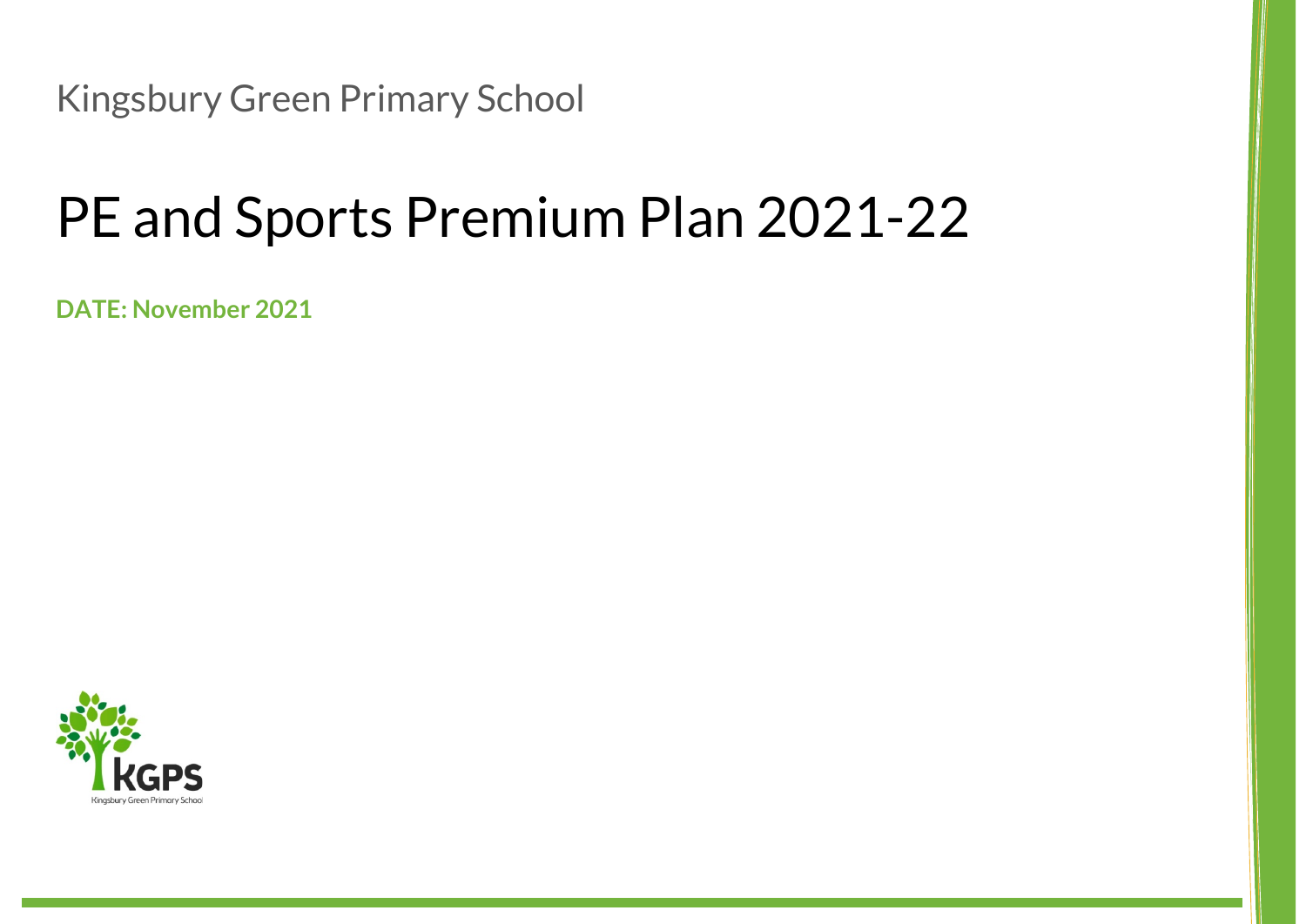Kingsbury Green Primary School

# PE and Sports Premium Plan 2021-22

**DATE: November 2021**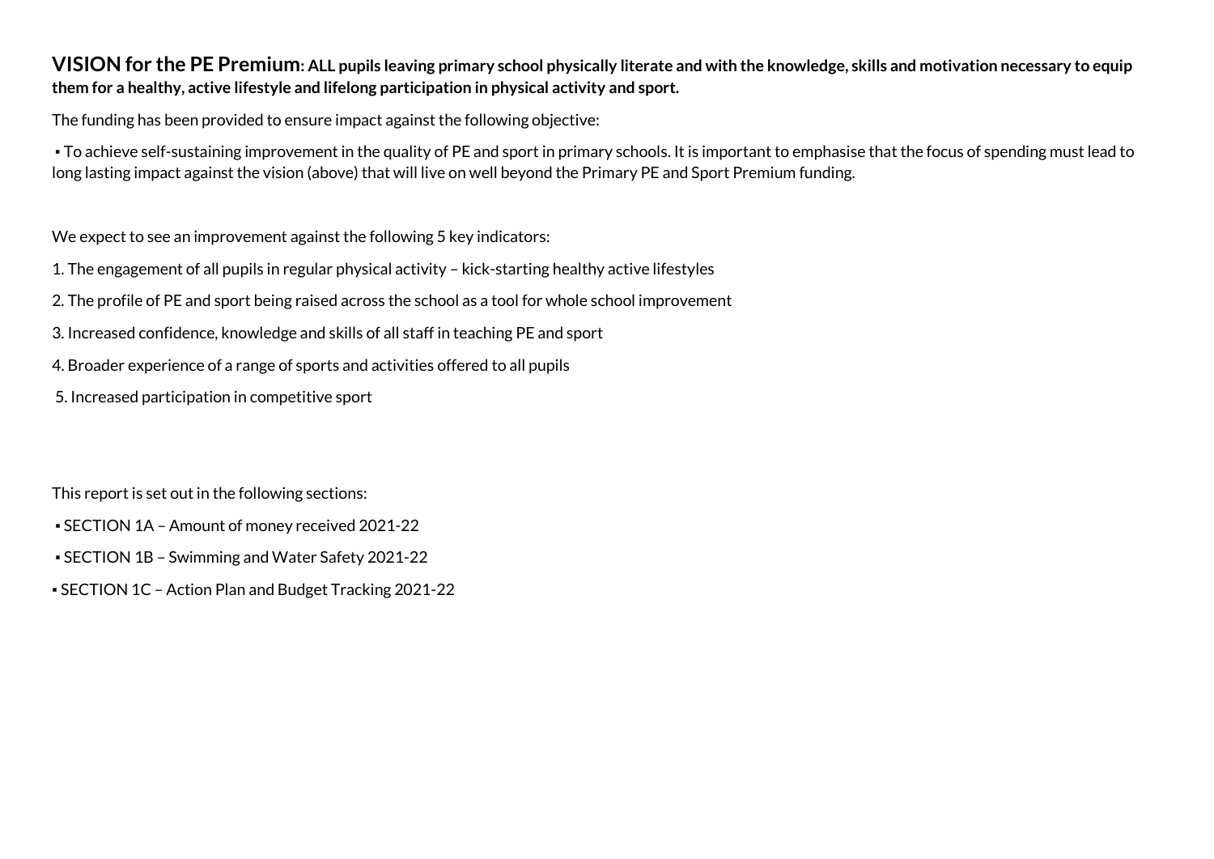**VISION for the PE Premium: ALL pupils leaving primary school physically literate and with the knowledge, skills and motivation necessary to equip them for a healthy, active lifestyle and lifelong participation in physical activity and sport.**

The funding has been provided to ensure impact against the following objective:

▪ To achieve self-sustaining improvement in the quality of PE and sport in primary schools. It is important to emphasise that the focus of spending must lead to long lasting impact against the vision (above) that will live on well beyond the Primary PE and Sport Premium funding.

We expect to see an improvement against the following 5 key indicators:

1. The engagement of all pupils in regular physical activity – kick-starting healthy active lifestyles
2. The profile of PE and sport being raised across the school as a tool for whole school improvement
3. Increased confidence, knowledge and skills of all staff in teaching PE and sport
4. Broader experience of a range of sports and activities offered to all pupils
5. Increased participation in competitive sport

This report is set out in the following sections:

- ▪ SECTION 1A – Amount of money received 2021-22
- ▪ SECTION 1B – Swimming and Water Safety 2021-22
- ▪ SECTION 1C – Action Plan and Budget Tracking 2021-22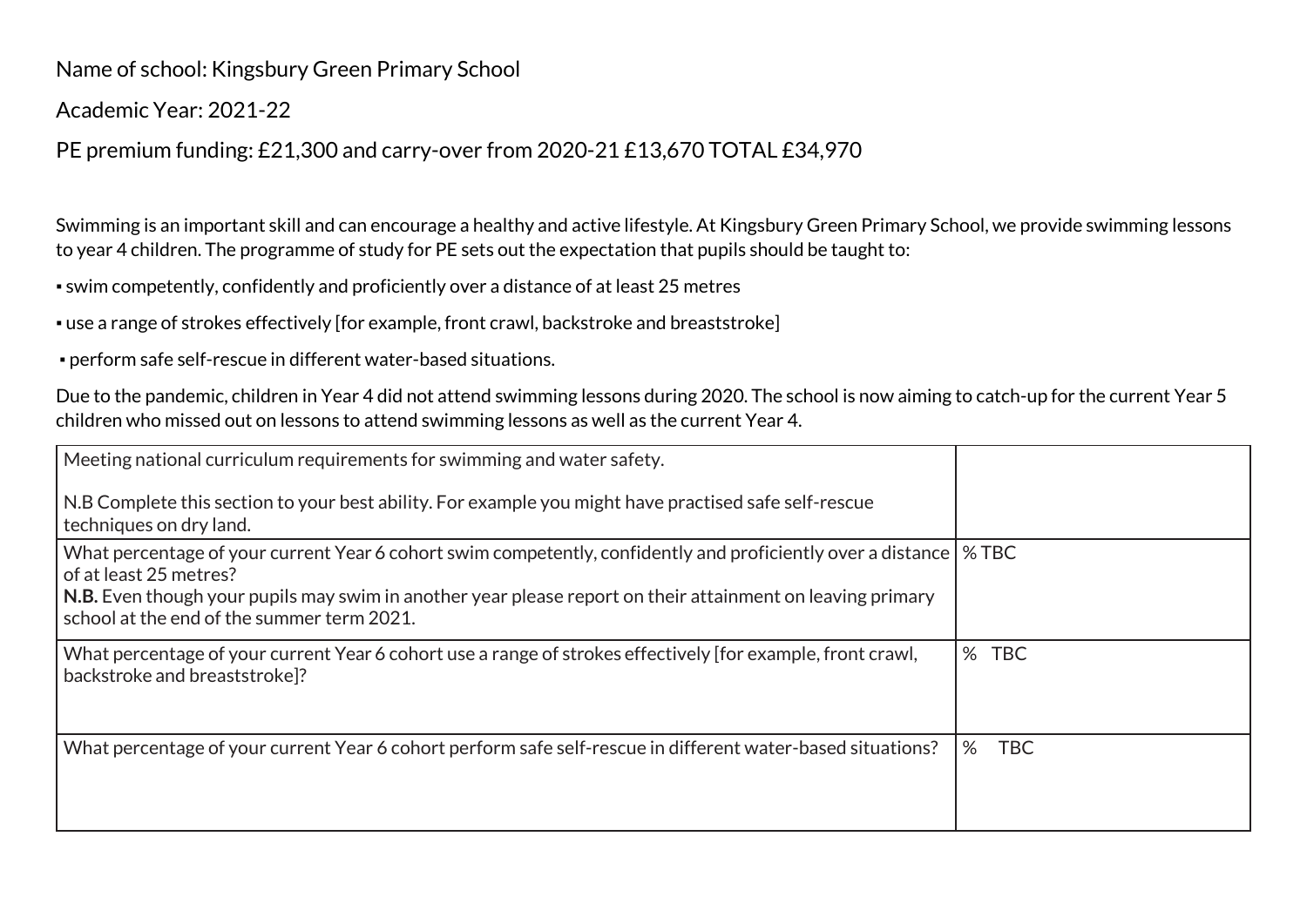Name of school: Kingsbury Green Primary School

Academic Year: 2021-22

PE premium funding: £21,300 and carry-over from 2020-21 £13,670 TOTAL £34,970

Swimming is an important skill and can encourage a healthy and active lifestyle. At Kingsbury Green Primary School, we provide swimming lessons to year 4 children. The programme of study for PE sets out the expectation that pupils should be taught to:

▪ swim competently, confidently and proficiently over a distance of at least 25 metres

▪ use a range of strokes effectively [for example, front crawl, backstroke and breaststroke]

▪ perform safe self-rescue in different water-based situations.

Due to the pandemic, children in Year 4 did not attend swimming lessons during 2020. The school is now aiming to catch-up for the current Year 5 children who missed out on lessons to attend swimming lessons as well as the current Year 4.

| Meeting national curriculum requirements for swimming and water safety.<br><br>N.B Complete this section to your best ability. For example you might have practised safe self-rescue techniques on dry land. | |
|---|---|
| What percentage of your current Year 6 cohort swim competently, confidently and proficiently over a distance of at least 25 metres?<br>**N.B.** Even though your pupils may swim in another year please report on their attainment on leaving primary school at the end of the summer term 2021. | % TBC |
| What percentage of your current Year 6 cohort use a range of strokes effectively [for example, front crawl, backstroke and breaststroke]? | % TBC |
| What percentage of your current Year 6 cohort perform safe self-rescue in different water-based situations? | % TBC |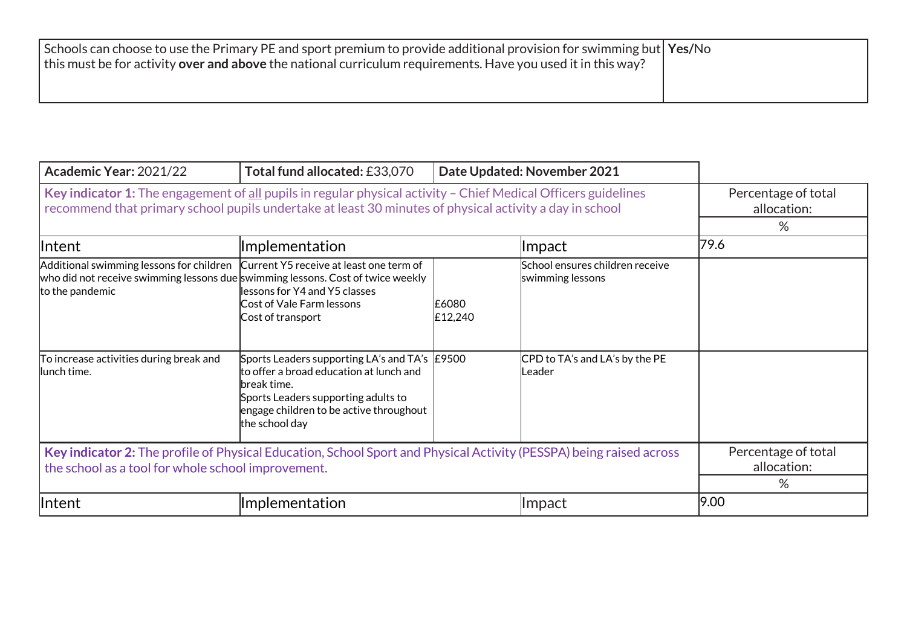| Schools can choose to use the Primary PE and sport premium to provide additional provision for swimming but this must be for activity **over and above** the national curriculum requirements. Have you used it in this way? | **Yes/**No |
|---|---|

| **Academic Year:** 2021/22 | **Total fund allocated:** £33,070 | **Date Updated: November 2021** | | |
|---|---|---|---|---|
| **Key indicator 1:** The engagement of all pupils in regular physical activity – Chief Medical Officers guidelines recommend that primary school pupils undertake at least 30 minutes of physical activity a day in school | | | | Percentage of total allocation: |
| | | | | % |
| Intent | Implementation | | Impact | 79.6 |
| Additional swimming lessons for children who did not receive swimming lessons due to the pandemic | Current Y5 receive at least one term of swimming lessons. Cost of twice weekly lessons for Y4 and Y5 classes<br>Cost of Vale Farm lessons<br>Cost of transport | £6080<br>£12,240 | School ensures children receive swimming lessons | |
| To increase activities during break and lunch time. | Sports Leaders supporting LA's and TA's to offer a broad education at lunch and break time.<br>Sports Leaders supporting adults to engage children to be active throughout the school day | £9500 | CPD to TA's and LA's by the PE Leader | |
| **Key indicator 2:** The profile of Physical Education, School Sport and Physical Activity (PESSPA) being raised across the school as a tool for whole school improvement. | | | | Percentage of total allocation: |
| | | | | % |
| Intent | Implementation | | Impact | 9.00 |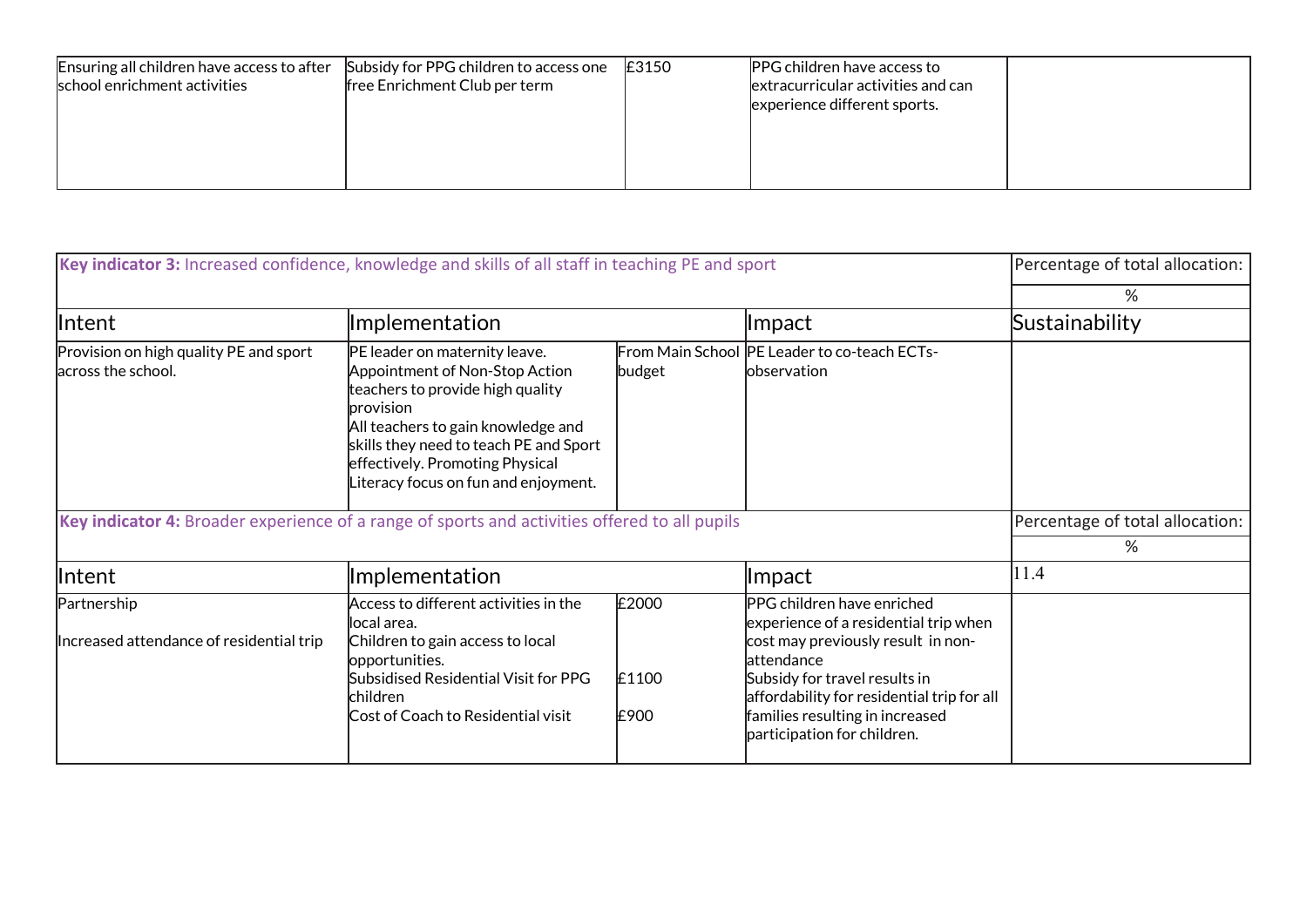| Ensuring all children have access to after school enrichment activities | Subsidy for PPG children to access one free Enrichment Club per term | £3150 | PPG children have access to extracurricular activities and can experience different sports. | |
|---|---|---|---|---|

| **Key indicator 3:** Increased confidence, knowledge and skills of all staff in teaching PE and sport | | | | Percentage of total allocation: |
|---|---|---|---|---|
| | | | | % |
| Intent | Implementation | | Impact | Sustainability |
| Provision on high quality PE and sport across the school. | PE leader on maternity leave. Appointment of Non-Stop Action teachers to provide high quality provision<br>All teachers to gain knowledge and skills they need to teach PE and Sport effectively. Promoting Physical Literacy focus on fun and enjoyment. | From Main School budget | PE Leader to co-teach ECTs- observation | |
| **Key indicator 4:** Broader experience of a range of sports and activities offered to all pupils | | | | Percentage of total allocation: |
| | | | | % |
| Intent | Implementation | | Impact | 11.4 |
| Partnership<br><br>Increased attendance of residential trip | Access to different activities in the local area.<br>Children to gain access to local opportunities.<br>Subsidised Residential Visit for PPG children<br>Cost of Coach to Residential visit | £2000<br><br><br>£1100<br><br>£900 | PPG children have enriched experience of a residential trip when cost may previously result in non-attendance<br>Subsidy for travel results in affordability for residential trip for all families resulting in increased participation for children. | |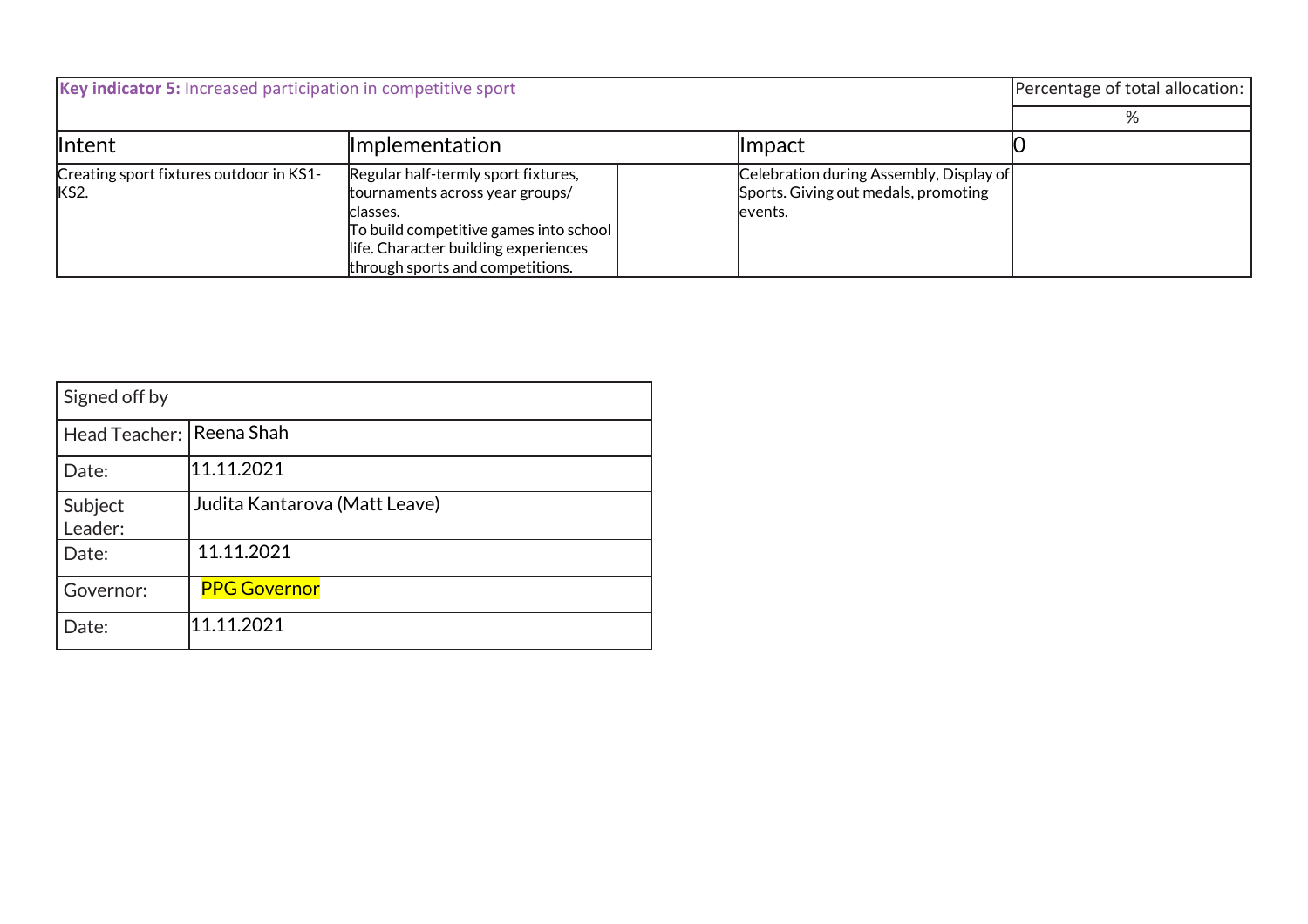| Key indicator 5: Increased participation in competitive sport | | | | Percentage of total allocation: |
|---|---|---|---|---|
| | | | | % |
| Intent | Implementation | | Impact | 0 |
| Creating sport fixtures outdoor in KS1-KS2. | Regular half-termly sport fixtures, tournaments across year groups/ classes.<br>To build competitive games into school life. Character building experiences through sports and competitions. | | Celebration during Assembly, Display of Sports. Giving out medals, promoting events. | |

| Signed off by | |
|---|---|
| Head Teacher: | Reena Shah |
| Date: | 11.11.2021 |
| Subject Leader: | Judita Kantarova (Matt Leave) |
| Date: | 11.11.2021 |
| Governor: | PPG Governor |
| Date: | 11.11.2021 |